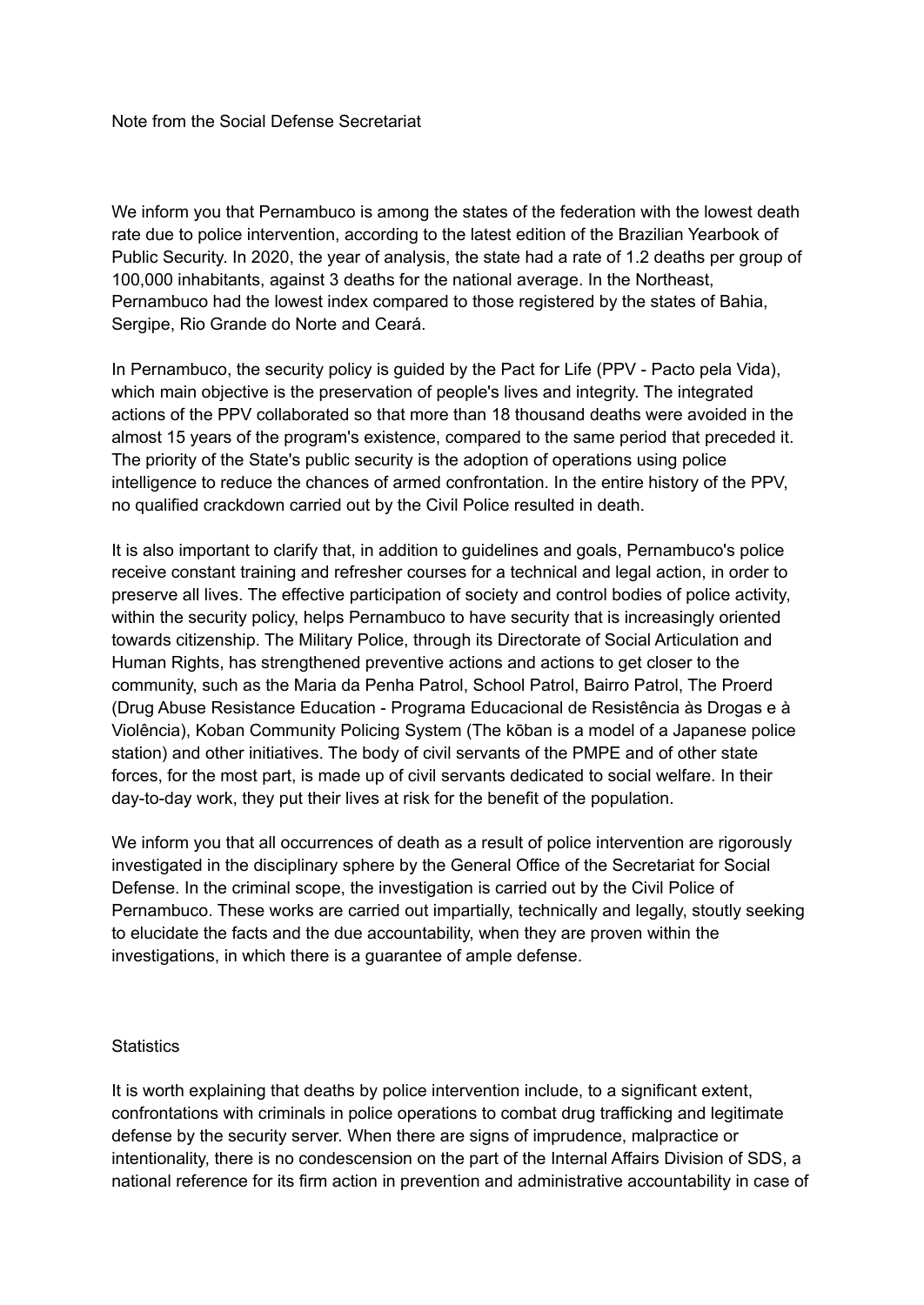Note from the Social Defense Secretariat

We inform you that Pernambuco is among the states of the federation with the lowest death rate due to police intervention, according to the latest edition of the Brazilian Yearbook of Public Security. In 2020, the year of analysis, the state had a rate of 1.2 deaths per group of 100,000 inhabitants, against 3 deaths for the national average. In the Northeast, Pernambuco had the lowest index compared to those registered by the states of Bahia, Sergipe, Rio Grande do Norte and Ceará.

In Pernambuco, the security policy is guided by the Pact for Life (PPV - Pacto pela Vida), which main objective is the preservation of people's lives and integrity. The integrated actions of the PPV collaborated so that more than 18 thousand deaths were avoided in the almost 15 years of the program's existence, compared to the same period that preceded it. The priority of the State's public security is the adoption of operations using police intelligence to reduce the chances of armed confrontation. In the entire history of the PPV, no qualified crackdown carried out by the Civil Police resulted in death.

It is also important to clarify that, in addition to guidelines and goals, Pernambuco's police receive constant training and refresher courses for a technical and legal action, in order to preserve all lives. The effective participation of society and control bodies of police activity, within the security policy, helps Pernambuco to have security that is increasingly oriented towards citizenship. The Military Police, through its Directorate of Social Articulation and Human Rights, has strengthened preventive actions and actions to get closer to the community, such as the Maria da Penha Patrol, School Patrol, Bairro Patrol, The Proerd (Drug Abuse Resistance Education - Programa Educacional de Resistência às Drogas e à Violência), Koban Community Policing System (The kōban is a model of a Japanese police station) and other initiatives. The body of civil servants of the PMPE and of other state forces, for the most part, is made up of civil servants dedicated to social welfare. In their day-to-day work, they put their lives at risk for the benefit of the population.

We inform you that all occurrences of death as a result of police intervention are rigorously investigated in the disciplinary sphere by the General Office of the Secretariat for Social Defense. In the criminal scope, the investigation is carried out by the Civil Police of Pernambuco. These works are carried out impartially, technically and legally, stoutly seeking to elucidate the facts and the due accountability, when they are proven within the investigations, in which there is a guarantee of ample defense.

## Statistics

It is worth explaining that deaths by police intervention include, to a significant extent, confrontations with criminals in police operations to combat drug trafficking and legitimate defense by the security server. When there are signs of imprudence, malpractice or intentionality, there is no condescension on the part of the Internal Affairs Division of SDS, a national reference for its firm action in prevention and administrative accountability in case of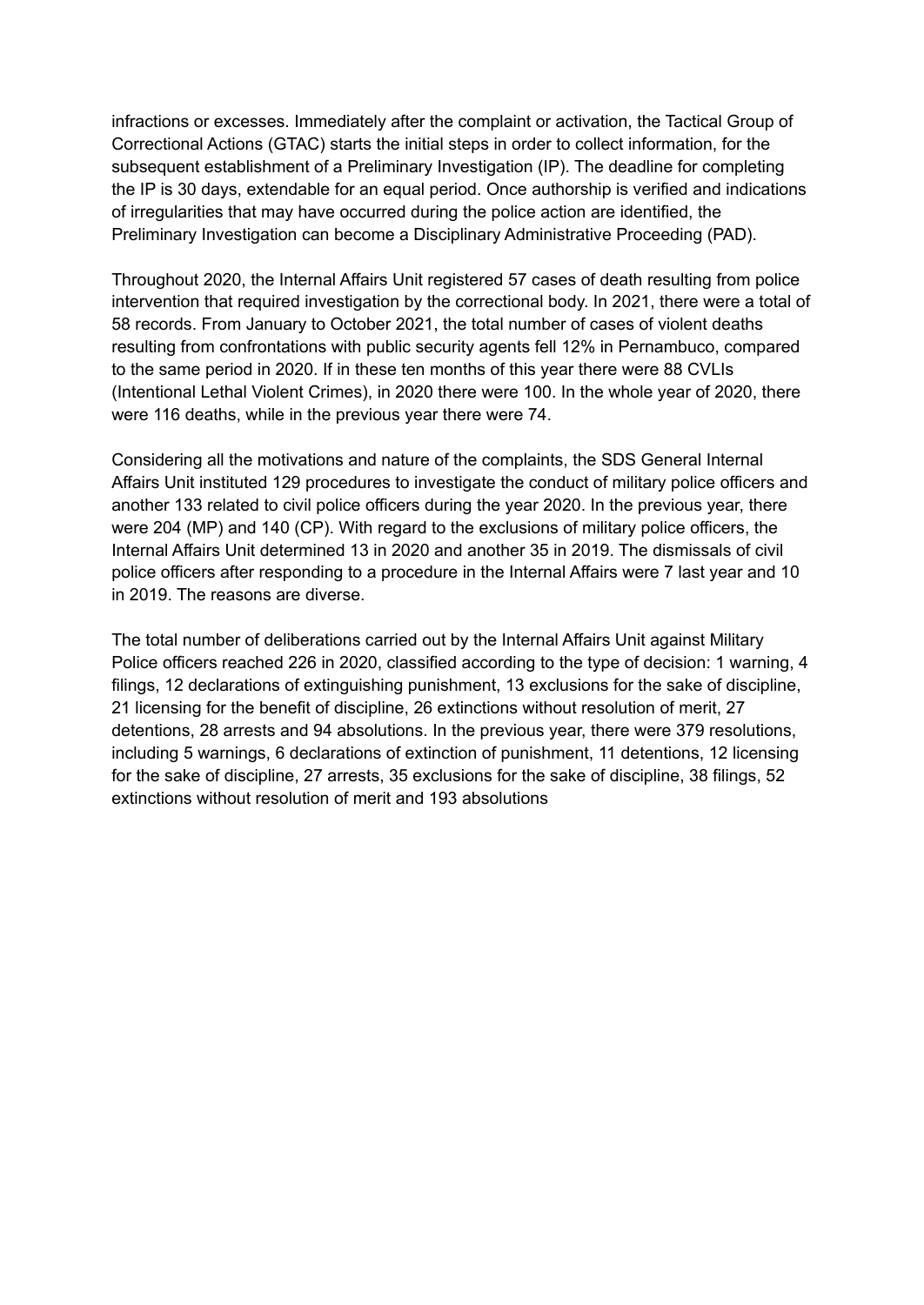infractions or excesses. Immediately after the complaint or activation, the Tactical Group of Correctional Actions (GTAC) starts the initial steps in order to collect information, for the subsequent establishment of a Preliminary Investigation (IP). The deadline for completing the IP is 30 days, extendable for an equal period. Once authorship is verified and indications of irregularities that may have occurred during the police action are identified, the Preliminary Investigation can become a Disciplinary Administrative Proceeding (PAD).

Throughout 2020, the Internal Affairs Unit registered 57 cases of death resulting from police intervention that required investigation by the correctional body. In 2021, there were a total of 58 records. From January to October 2021, the total number of cases of violent deaths resulting from confrontations with public security agents fell 12% in Pernambuco, compared to the same period in 2020. If in these ten months of this year there were 88 CVLIs (Intentional Lethal Violent Crimes), in 2020 there were 100. In the whole year of 2020, there were 116 deaths, while in the previous year there were 74.

Considering all the motivations and nature of the complaints, the SDS General Internal Affairs Unit instituted 129 procedures to investigate the conduct of military police officers and another 133 related to civil police officers during the year 2020. In the previous year, there were 204 (MP) and 140 (CP). With regard to the exclusions of military police officers, the Internal Affairs Unit determined 13 in 2020 and another 35 in 2019. The dismissals of civil police officers after responding to a procedure in the Internal Affairs were 7 last year and 10 in 2019. The reasons are diverse.

The total number of deliberations carried out by the Internal Affairs Unit against Military Police officers reached 226 in 2020, classified according to the type of decision: 1 warning, 4 filings, 12 declarations of extinguishing punishment, 13 exclusions for the sake of discipline, 21 licensing for the benefit of discipline, 26 extinctions without resolution of merit, 27 detentions, 28 arrests and 94 absolutions. In the previous year, there were 379 resolutions, including 5 warnings, 6 declarations of extinction of punishment, 11 detentions, 12 licensing for the sake of discipline, 27 arrests, 35 exclusions for the sake of discipline, 38 filings, 52 extinctions without resolution of merit and 193 absolutions